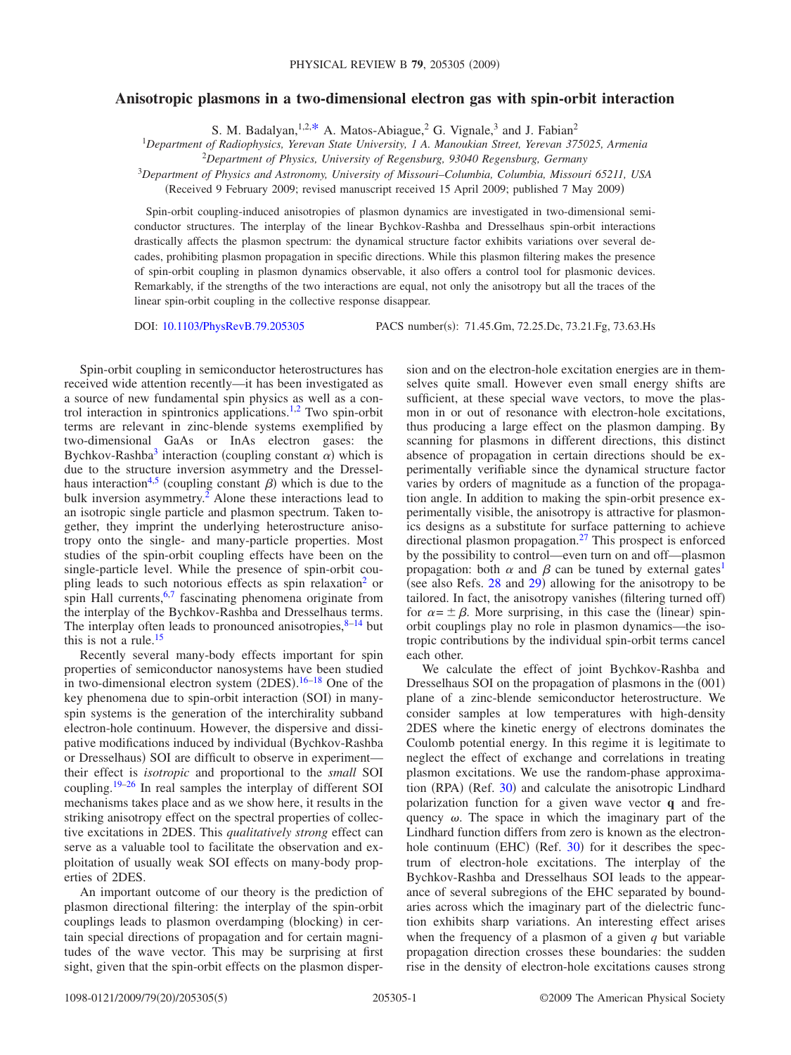# Anisotropic plasmons in a two-dimensional electron gas with spin-orbit interaction

S. M. Badalyan,[1,2,*] A. Matos-Abiague,[2] G. Vignale,[3] and J. Fabian[2]

[1]Department of Radiophysics, Yerevan State University, 1 A. Manoukian Street, Yerevan 375025, Armenia
[2]Department of Physics, University of Regensburg, 93040 Regensburg, Germany
[3]Department of Physics and Astronomy, University of Missouri–Columbia, Columbia, Missouri 65211, USA

(Received 9 February 2009; revised manuscript received 15 April 2009; published 7 May 2009)

Spin-orbit coupling-induced anisotropies of plasmon dynamics are investigated in two-dimensional semiconductor structures. The interplay of the linear Bychkov-Rashba and Dresselhaus spin-orbit interactions drastically affects the plasmon spectrum: the dynamical structure factor exhibits variations over several decades, prohibiting plasmon propagation in specific directions. While this plasmon filtering makes the presence of spin-orbit coupling in plasmon dynamics observable, it also offers a control tool for plasmonic devices. Remarkably, if the strengths of the two interactions are equal, not only the anisotropy but all the traces of the linear spin-orbit coupling in the collective response disappear.

DOI: 10.1103/PhysRevB.79.205305 PACS number(s): 71.45.Gm, 72.25.Dc, 73.21.Fg, 73.63.Hs

Spin-orbit coupling in semiconductor heterostructures has received wide attention recently—it has been investigated as a source of new fundamental spin physics as well as a control interaction in spintronics applications.[1,2] Two spin-orbit terms are relevant in zinc-blende systems exemplified by two-dimensional GaAs or InAs electron gases: the Bychkov-Rashba[3] interaction (coupling constant $\alpha$) which is due to the structure inversion asymmetry and the Dresselhaus interaction[4,5] (coupling constant $\beta$) which is due to the bulk inversion asymmetry.[2] Alone these interactions lead to an isotropic single particle and plasmon spectrum. Taken together, they imprint the underlying heterostructure anisotropy onto the single- and many-particle properties. Most studies of the spin-orbit coupling effects have been on the single-particle level. While the presence of spin-orbit coupling leads to such notorious effects as spin relaxation[2] or spin Hall currents,[6,7] fascinating phenomena originate from the interplay of the Bychkov-Rashba and Dresselhaus terms. The interplay often leads to pronounced anisotropies,[8–14] but this is not a rule.[15]

Recently several many-body effects important for spin properties of semiconductor nanosystems have been studied in two-dimensional electron system (2DES).[16–18] One of the key phenomena due to spin-orbit interaction (SOI) in many-spin systems is the generation of the interchirality subband electron-hole continuum. However, the dispersive and dissipative modifications induced by individual (Bychkov-Rashba or Dresselhaus) SOI are difficult to observe in experiment—their effect is *isotropic* and proportional to the *small* SOI coupling.[19–26] In real samples the interplay of different SOI mechanisms takes place and as we show here, it results in the striking anisotropy effect on the spectral properties of collective excitations in 2DES. This *qualitatively strong* effect can serve as a valuable tool to facilitate the observation and exploitation of usually weak SOI effects on many-body properties of 2DES.

An important outcome of our theory is the prediction of plasmon directional filtering: the interplay of the spin-orbit couplings leads to plasmon overdamping (blocking) in certain special directions of propagation and for certain magnitudes of the wave vector. This may be surprising at first sight, given that the spin-orbit effects on the plasmon dispersion and on the electron-hole excitation energies are in themselves quite small. However even small energy shifts are sufficient, at these special wave vectors, to move the plasmon in or out of resonance with electron-hole excitations, thus producing a large effect on the plasmon damping. By scanning for plasmons in different directions, this distinct absence of propagation in certain directions should be experimentally verifiable since the dynamical structure factor varies by orders of magnitude as a function of the propagation angle. In addition to making the spin-orbit presence experimentally visible, the anisotropy is attractive for plasmonics designs as a substitute for surface patterning to achieve directional plasmon propagation.[27] This prospect is enforced by the possibility to control—even turn on and off—plasmon propagation: both $\alpha$ and $\beta$ can be tuned by external gates[1] (see also Refs. 28 and 29) allowing for the anisotropy to be tailored. In fact, the anisotropy vanishes (filtering turned off) for $\alpha = \pm\beta$. More surprising, in this case the (linear) spin-orbit couplings play no role in plasmon dynamics—the isotropic contributions by the individual spin-orbit terms cancel each other.

We calculate the effect of joint Bychkov-Rashba and Dresselhaus SOI on the propagation of plasmons in the (001) plane of a zinc-blende semiconductor heterostructure. We consider samples at low temperatures with high-density 2DES where the kinetic energy of electrons dominates the Coulomb potential energy. In this regime it is legitimate to neglect the effect of exchange and correlations in treating plasmon excitations. We use the random-phase approximation (RPA) (Ref. 30) and calculate the anisotropic Lindhard polarization function for a given wave vector $\mathbf{q}$ and frequency $\omega$. The space in which the imaginary part of the Lindhard function differs from zero is known as the electron-hole continuum (EHC) (Ref. 30) for it describes the spectrum of electron-hole excitations. The interplay of the Bychkov-Rashba and Dresselhaus SOI leads to the appearance of several subregions of the EHC separated by boundaries across which the imaginary part of the dielectric function exhibits sharp variations. An interesting effect arises when the frequency of a plasmon of a given $q$ but variable propagation direction crosses these boundaries: the sudden rise in the density of electron-hole excitations causes strong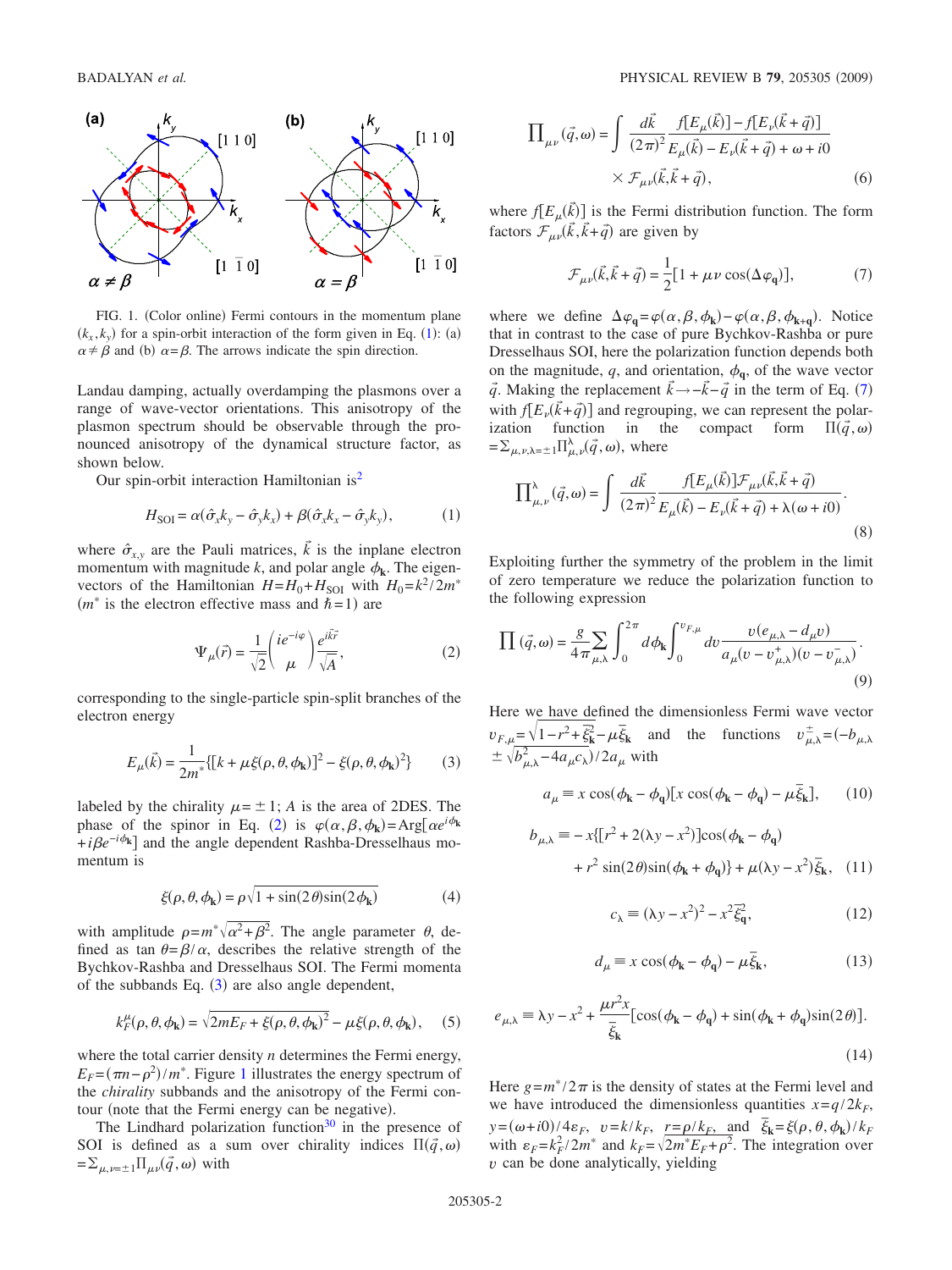FIG. 1. (Color online) Fermi contours in the momentum plane $(k_x, k_y)$ for a spin-orbit interaction of the form given in Eq. (1): (a) $\alpha \neq \beta$ and (b) $\alpha = \beta$. The arrows indicate the spin direction.

Landau damping, actually overdamping the plasmons over a range of wave-vector orientations. This anisotropy of the plasmon spectrum should be observable through the pronounced anisotropy of the dynamical structure factor, as shown below.

Our spin-orbit interaction Hamiltonian is[2]

$$H_{\mathrm{SOI}} = \alpha(\hat{\sigma}_x k_y - \hat{\sigma}_y k_x) + \beta(\hat{\sigma}_x k_x - \hat{\sigma}_y k_y), \tag{1}$$

where $\hat{\sigma}_{x,y}$ are the Pauli matrices, $\vec{k}$ is the inplane electron momentum with magnitude $k$, and polar angle $\phi_{\mathbf{k}}$. The eigenvectors of the Hamiltonian $H = H_0 + H_{\mathrm{SOI}}$ with $H_0 = k^2/2m^*$ ($m^*$ is the electron effective mass and $\hbar = 1$) are

$$\Psi_\mu(\vec{r}) = \frac{1}{\sqrt{2}} \begin{pmatrix} ie^{-i\varphi} \\ \mu \end{pmatrix} \frac{e^{i\vec{k}\vec{r}}}{\sqrt{A}}, \tag{2}$$

corresponding to the single-particle spin-split branches of the electron energy

$$E_\mu(\vec{k}) = \frac{1}{2m^*}\{[k + \mu\xi(\rho,\theta,\phi_{\mathbf{k}})]^2 - \xi(\rho,\theta,\phi_{\mathbf{k}})^2\} \tag{3}$$

labeled by the chirality $\mu = \pm 1$; $A$ is the area of 2DES. The phase of the spinor in Eq. (2) is $\varphi(\alpha,\beta,\phi_{\mathbf{k}}) = \mathrm{Arg}[\alpha e^{i\phi_{\mathbf{k}}} + i\beta e^{-i\phi_{\mathbf{k}}}]$ and the angle dependent Rashba-Dresselhaus momentum is

$$\xi(\rho,\theta,\phi_{\mathbf{k}}) = \rho\sqrt{1 + \sin(2\theta)\sin(2\phi_{\mathbf{k}})} \tag{4}$$

with amplitude $\rho = m^*\sqrt{\alpha^2 + \beta^2}$. The angle parameter $\theta$, defined as $\tan\theta = \beta/\alpha$, describes the relative strength of the Bychkov-Rashba and Dresselhaus SOI. The Fermi momenta of the subbands Eq. (3) are also angle dependent,

$$k_F^\mu(\rho,\theta,\phi_{\mathbf{k}}) = \sqrt{2mE_F + \xi(\rho,\theta,\phi_{\mathbf{k}})^2} - \mu\xi(\rho,\theta,\phi_{\mathbf{k}}), \tag{5}$$

where the total carrier density $n$ determines the Fermi energy, $E_F = (\pi n - \rho^2)/m^*$. Figure 1 illustrates the energy spectrum of the *chirality* subbands and the anisotropy of the Fermi contour (note that the Fermi energy can be negative).

The Lindhard polarization function[30] in the presence of SOI is defined as a sum over chirality indices $\Pi(\vec{q},\omega) = \sum_{\mu,\nu=\pm 1}\Pi_{\mu\nu}(\vec{q},\omega)$ with

$$\Pi_{\mu\nu}(\vec{q},\omega) = \int \frac{d\vec{k}}{(2\pi)^2} \frac{f[E_\mu(\vec{k})] - f[E_\nu(\vec{k}+\vec{q})]}{E_\mu(\vec{k}) - E_\nu(\vec{k}+\vec{q}) + \omega + i0} \times \mathcal{F}_{\mu\nu}(\vec{k},\vec{k}+\vec{q}), \tag{6}$$

where $f[E_\mu(\vec{k})]$ is the Fermi distribution function. The form factors $\mathcal{F}_{\mu\nu}(\vec{k},\vec{k}+\vec{q})$ are given by

$$\mathcal{F}_{\mu\nu}(\vec{k},\vec{k}+\vec{q}) = \frac{1}{2}[1 + \mu\nu\cos(\Delta\varphi_{\mathbf{q}})], \tag{7}$$

where we define $\Delta\varphi_{\mathbf{q}} = \varphi(\alpha,\beta,\phi_{\mathbf{k}}) - \varphi(\alpha,\beta,\phi_{\mathbf{k}+\mathbf{q}})$. Notice that in contrast to the case of pure Bychkov-Rashba or pure Dresselhaus SOI, here the polarization function depends both on the magnitude, $q$, and orientation, $\phi_{\mathbf{q}}$, of the wave vector $\vec{q}$. Making the replacement $\vec{k} \to -\vec{k} - \vec{q}$ in the term of Eq. (7) with $f[E_\nu(\vec{k}+\vec{q})]$ and regrouping, we can represent the polarization function in the compact form $\Pi(\vec{q},\omega) = \sum_{\mu,\nu,\lambda=\pm 1}\Pi_{\mu,\nu}^\lambda(\vec{q},\omega)$, where

$$\Pi_{\mu,\nu}^\lambda(\vec{q},\omega) = \int \frac{d\vec{k}}{(2\pi)^2} \frac{f[E_\mu(\vec{k})]\mathcal{F}_{\mu\nu}(\vec{k},\vec{k}+\vec{q})}{E_\mu(\vec{k}) - E_\nu(\vec{k}+\vec{q}) + \lambda(\omega + i0)}. \tag{8}$$

Exploiting further the symmetry of the problem in the limit of zero temperature we reduce the polarization function to the following expression

$$\Pi(\vec{q},\omega) = \frac{g}{4\pi}\sum_{\mu,\lambda}\int_0^{2\pi} d\phi_{\mathbf{k}} \int_0^{v_{F,\mu}} dv \frac{v(e_{\mu,\lambda} - d_\mu v)}{a_\mu(v - v_{\mu,\lambda}^+)(v - v_{\mu,\lambda}^-)}. \tag{9}$$

Here we have defined the dimensionless Fermi wave vector $v_{F,\mu} = \sqrt{1 - r^2 + \bar{\xi}_{\mathbf{k}}^2} - \mu\bar{\xi}_{\mathbf{k}}$ and the functions $v_{\mu,\lambda}^\pm = (-b_{\mu,\lambda} \pm \sqrt{b_{\mu,\lambda}^2 - 4a_\mu c_\lambda})/2a_\mu$ with

$$a_\mu \equiv x\cos(\phi_{\mathbf{k}} - \phi_{\mathbf{q}})[x\cos(\phi_{\mathbf{k}} - \phi_{\mathbf{q}}) - \mu\bar{\xi}_{\mathbf{k}}], \tag{10}$$

$$b_{\mu,\lambda} \equiv -x\{[r^2 + 2(\lambda y - x^2)]\cos(\phi_{\mathbf{k}} - \phi_{\mathbf{q}}) + r^2\sin(2\theta)\sin(\phi_{\mathbf{k}} + \phi_{\mathbf{q}})\} + \mu(\lambda y - x^2)\bar{\xi}_{\mathbf{k}}, \tag{11}$$

$$c_\lambda \equiv (\lambda y - x^2)^2 - x^2\bar{\xi}_{\mathbf{q}}^2, \tag{12}$$

$$d_\mu \equiv x\cos(\phi_{\mathbf{k}} - \phi_{\mathbf{q}}) - \mu\bar{\xi}_{\mathbf{k}}, \tag{13}$$

$$e_{\mu,\lambda} \equiv \lambda y - x^2 + \frac{\mu r^2 x}{\bar{\xi}_{\mathbf{k}}}[\cos(\phi_{\mathbf{k}} - \phi_{\mathbf{q}}) + \sin(\phi_{\mathbf{k}} + \phi_{\mathbf{q}})\sin(2\theta)]. \tag{14}$$

Here $g = m^*/2\pi$ is the density of states at the Fermi level and we have introduced the dimensionless quantities $x = q/2k_F$, $y = (\omega + i0)/4\varepsilon_F$, $v = k/k_F$, $r = \rho/k_F$, and $\bar{\xi}_{\mathbf{k}} = \xi(\rho,\theta,\phi_{\mathbf{k}})/k_F$ with $\varepsilon_F = k_F^2/2m^*$ and $k_F = \sqrt{2m^*E_F + \rho^2}$. The integration over $v$ can be done analytically, yielding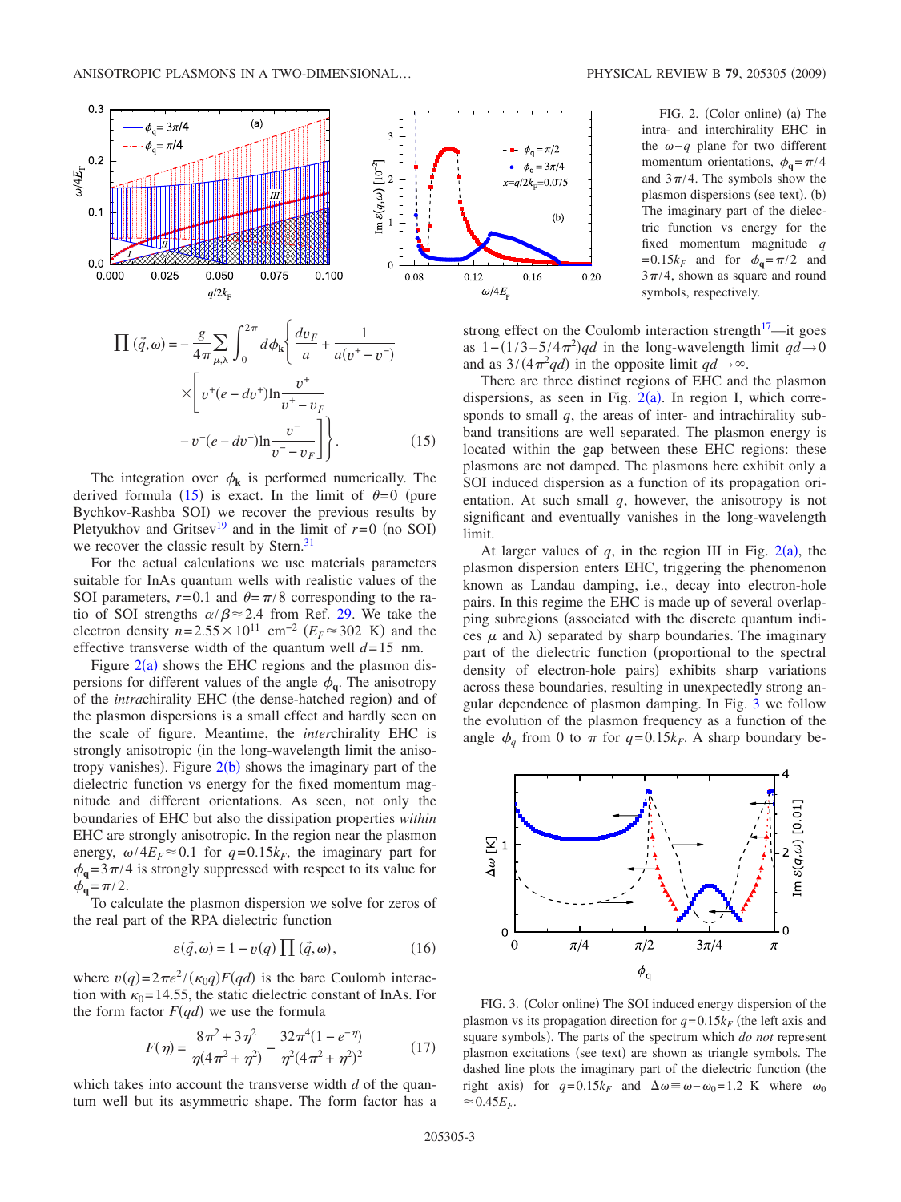FIG. 2. (Color online) (a) The intra- and interchirality EHC in the $\omega-q$ plane for two different momentum orientations, $\phi_{\mathbf{q}}=\pi/4$ and $3\pi/4$. The symbols show the plasmon dispersions (see text). (b) The imaginary part of the dielectric function vs energy for the fixed momentum magnitude $q=0.15k_F$ and for $\phi_{\mathbf{q}}=\pi/2$ and $3\pi/4$, shown as square and round symbols, respectively.

$$\prod(\vec{q},\omega) = -\frac{g}{4\pi}\sum_{\mu,\lambda}\int_0^{2\pi} d\phi_{\mathbf{k}}\left\{\frac{dv_F}{a} + \frac{1}{a(v^+ - v^-)}\right.$$
$$\times\left[v^+(e - dv^+)\ln\frac{v^+}{v^+ - v_F}\right.$$
$$\left.\left. - v^-(e - dv^-)\ln\frac{v^-}{v^- - v_F}\right]\right\}. \qquad (15)$$

The integration over $\phi_{\mathbf{k}}$ is performed numerically. The derived formula (15) is exact. In the limit of $\theta=0$ (pure Bychkov-Rashba SOI) we recover the previous results by Pletyukhov and Gritsev[19] and in the limit of $r=0$ (no SOI) we recover the classic result by Stern.[31]

For the actual calculations we use materials parameters suitable for InAs quantum wells with realistic values of the SOI parameters, $r=0.1$ and $\theta=\pi/8$ corresponding to the ratio of SOI strengths $\alpha/\beta\approx 2.4$ from Ref. 29. We take the electron density $n=2.55\times 10^{11}$ cm$^{-2}$ ($E_F\approx 302$ K) and the effective transverse width of the quantum well $d=15$ nm.

Figure 2(a) shows the EHC regions and the plasmon dispersions for different values of the angle $\phi_{\mathbf{q}}$. The anisotropy of the *intra*chirality EHC (the dense-hatched region) and of the plasmon dispersions is a small effect and hardly seen on the scale of figure. Meantime, the *inter*chirality EHC is strongly anisotropic (in the long-wavelength limit the anisotropy vanishes). Figure 2(b) shows the imaginary part of the dielectric function vs energy for the fixed momentum magnitude and different orientations. As seen, not only the boundaries of EHC but also the dissipation properties *within* EHC are strongly anisotropic. In the region near the plasmon energy, $\omega/4E_F\approx 0.1$ for $q=0.15k_F$, the imaginary part for $\phi_{\mathbf{q}}=3\pi/4$ is strongly suppressed with respect to its value for $\phi_{\mathbf{q}}=\pi/2$.

To calculate the plasmon dispersion we solve for zeros of the real part of the RPA dielectric function

$$\varepsilon(\vec{q},\omega) = 1 - v(q)\prod(\vec{q},\omega), \qquad (16)$$

where $v(q)=2\pi e^2/(\kappa_0 q)F(qd)$ is the bare Coulomb interaction with $\kappa_0=14.55$, the static dielectric constant of InAs. For the form factor $F(qd)$ we use the formula

$$F(\eta) = \frac{8\pi^2 + 3\eta^2}{\eta(4\pi^2 + \eta^2)} - \frac{32\pi^4(1 - e^{-\eta})}{\eta^2(4\pi^2 + \eta^2)^2} \qquad (17)$$

which takes into account the transverse width $d$ of the quantum well but its asymmetric shape. The form factor has a strong effect on the Coulomb interaction strength[17]—it goes as $1-(1/3-5/4\pi^2)qd$ in the long-wavelength limit $qd\to 0$ and as $3/(4\pi^2 qd)$ in the opposite limit $qd\to\infty$.

There are three distinct regions of EHC and the plasmon dispersions, as seen in Fig. 2(a). In region I, which corresponds to small $q$, the areas of inter- and intrachirality subband transitions are well separated. The plasmon energy is located within the gap between these EHC regions: these plasmons are not damped. The plasmons here exhibit only a SOI induced dispersion as a function of its propagation orientation. At such small $q$, however, the anisotropy is not significant and eventually vanishes in the long-wavelength limit.

At larger values of $q$, in the region III in Fig. 2(a), the plasmon dispersion enters EHC, triggering the phenomenon known as Landau damping, i.e., decay into electron-hole pairs. In this regime the EHC is made up of several overlapping subregions (associated with the discrete quantum indices $\mu$ and $\lambda$) separated by sharp boundaries. The imaginary part of the dielectric function (proportional to the spectral density of electron-hole pairs) exhibits sharp variations across these boundaries, resulting in unexpectedly strong angular dependence of plasmon damping. In Fig. 3 we follow the evolution of the plasmon frequency as a function of the angle $\phi_q$ from 0 to $\pi$ for $q=0.15k_F$. A sharp boundary be-

FIG. 3. (Color online) The SOI induced energy dispersion of the plasmon vs its propagation direction for $q=0.15k_F$ (the left axis and square symbols). The parts of the spectrum which *do not* represent plasmon excitations (see text) are shown as triangle symbols. The dashed line plots the imaginary part of the dielectric function (the right axis) for $q=0.15k_F$ and $\Delta\omega\equiv\omega-\omega_0=1.2$ K where $\omega_0\approx 0.45E_F$.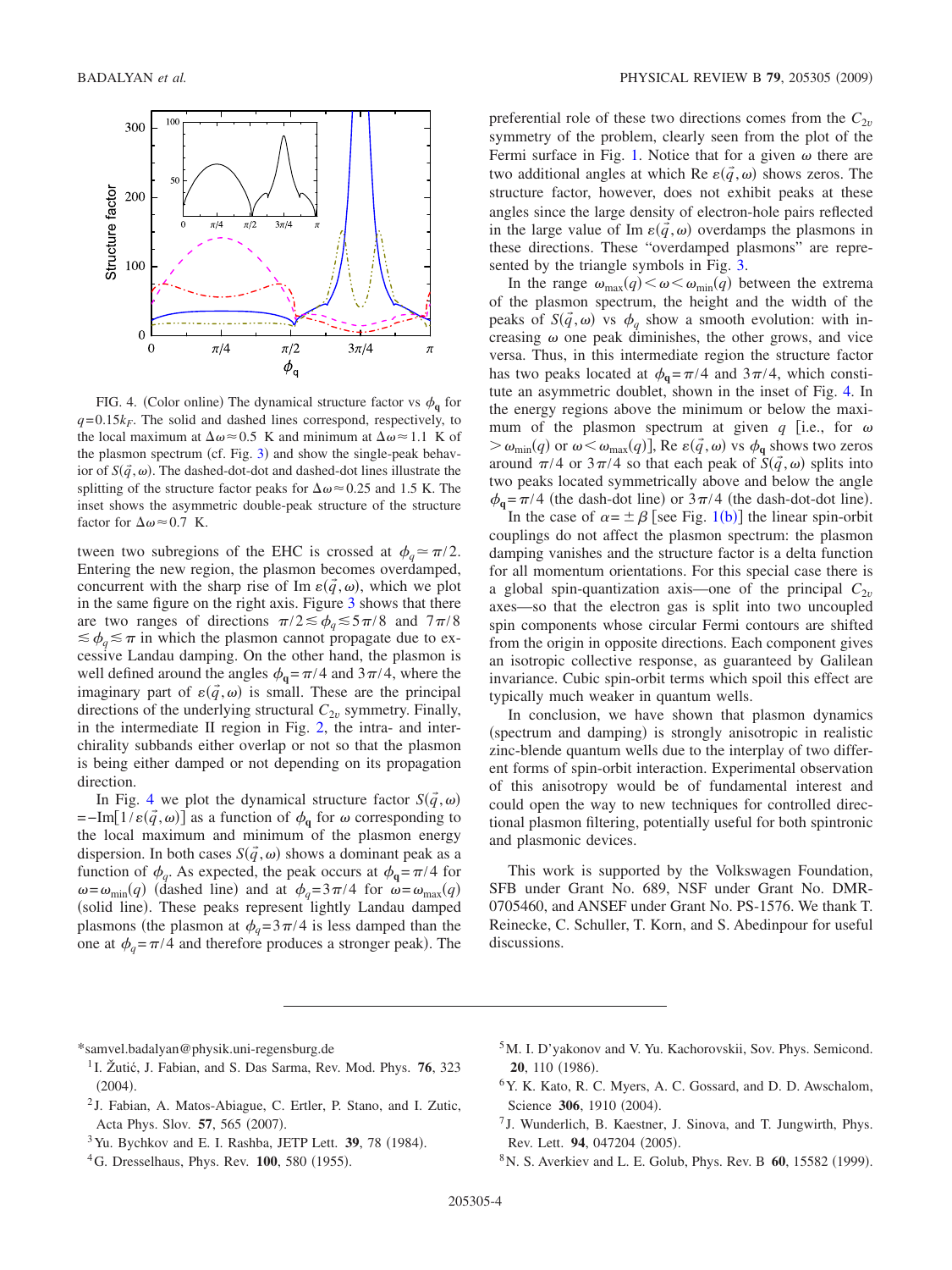FIG. 4. (Color online) The dynamical structure factor vs $\phi_{\mathbf{q}}$ for $q=0.15k_F$. The solid and dashed lines correspond, respectively, to the local maximum at $\Delta\omega\approx 0.5$ K and minimum at $\Delta\omega\approx 1.1$ K of the plasmon spectrum (cf. Fig. 3) and show the single-peak behavior of $S(\vec{q},\omega)$. The dashed-dot-dot and dashed-dot lines illustrate the splitting of the structure factor peaks for $\Delta\omega\approx 0.25$ and 1.5 K. The inset shows the asymmetric double-peak structure of the structure factor for $\Delta\omega\approx 0.7$ K.

tween two subregions of the EHC is crossed at $\phi_q\simeq\pi/2$. Entering the new region, the plasmon becomes overdamped, concurrent with the sharp rise of Im $\varepsilon(\vec{q},\omega)$, which we plot in the same figure on the right axis. Figure 3 shows that there are two ranges of directions $\pi/2\lesssim\phi_q\lesssim 5\pi/8$ and $7\pi/8\lesssim\phi_q\lesssim\pi$ in which the plasmon cannot propagate due to excessive Landau damping. On the other hand, the plasmon is well defined around the angles $\phi_{\mathbf{q}}=\pi/4$ and $3\pi/4$, where the imaginary part of $\varepsilon(\vec{q},\omega)$ is small. These are the principal directions of the underlying structural $C_{2v}$ symmetry. Finally, in the intermediate II region in Fig. 2, the intra- and interchirality subbands either overlap or not so that the plasmon is being either damped or not depending on its propagation direction.

In Fig. 4 we plot the dynamical structure factor $S(\vec{q},\omega) = -\text{Im}[1/\varepsilon(\vec{q},\omega)]$ as a function of $\phi_q$ for $\omega$ corresponding to the local maximum and minimum of the plasmon energy dispersion. In both cases $S(\vec{q},\omega)$ shows a dominant peak as a function of $\phi_q$. As expected, the peak occurs at $\phi_{\mathbf{q}}=\pi/4$ for $\omega=\omega_{\min}(q)$ (dashed line) and at $\phi_q=3\pi/4$ for $\omega=\omega_{\max}(q)$ (solid line). These peaks represent lightly Landau damped plasmons (the plasmon at $\phi_q=3\pi/4$ is less damped than the one at $\phi_q=\pi/4$ and therefore produces a stronger peak). The preferential role of these two directions comes from the $C_{2v}$ symmetry of the problem, clearly seen from the plot of the Fermi surface in Fig. 1. Notice that for a given $\omega$ there are two additional angles at which Re $\varepsilon(\vec{q},\omega)$ shows zeros. The structure factor, however, does not exhibit peaks at these angles since the large density of electron-hole pairs reflected in the large value of Im $\varepsilon(\vec{q},\omega)$ overdamps the plasmons in these directions. These "overdamped plasmons" are represented by the triangle symbols in Fig. 3.

In the range $\omega_{\max}(q)<\omega<\omega_{\min}(q)$ between the extrema of the plasmon spectrum, the height and the width of the peaks of $S(\vec{q},\omega)$ vs $\phi_q$ show a smooth evolution: with increasing $\omega$ one peak diminishes, the other grows, and vice versa. Thus, in this intermediate region the structure factor has two peaks located at $\phi_{\mathbf{q}}=\pi/4$ and $3\pi/4$, which constitute an asymmetric doublet, shown in the inset of Fig. 4. In the energy regions above the minimum or below the maximum of the plasmon spectrum at given $q$ [i.e., for $\omega>\omega_{\min}(q)$ or $\omega<\omega_{\max}(q)$], Re $\varepsilon(\vec{q},\omega)$ vs $\phi_{\mathbf{q}}$ shows two zeros around $\pi/4$ or $3\pi/4$ so that each peak of $S(\vec{q},\omega)$ splits into two peaks located symmetrically above and below the angle $\phi_{\mathbf{q}}=\pi/4$ (the dash-dot line) or $3\pi/4$ (the dash-dot-dot line).

In the case of $\alpha=\pm\beta$ [see Fig. 1(b)] the linear spin-orbit couplings do not affect the plasmon spectrum: the plasmon damping vanishes and the structure factor is a delta function for all momentum orientations. For this special case there is a global spin-quantization axis—one of the principal $C_{2v}$ axes—so that the electron gas is split into two uncoupled spin components whose circular Fermi contours are shifted from the origin in opposite directions. Each component gives an isotropic collective response, as guaranteed by Galilean invariance. Cubic spin-orbit terms which spoil this effect are typically much weaker in quantum wells.

In conclusion, we have shown that plasmon dynamics (spectrum and damping) is strongly anisotropic in realistic zinc-blende quantum wells due to the interplay of two different forms of spin-orbit interaction. Experimental observation of this anisotropy would be of fundamental interest and could open the way to new techniques for controlled directional plasmon filtering, potentially useful for both spintronic and plasmonic devices.

This work is supported by the Volkswagen Foundation, SFB under Grant No. 689, NSF under Grant No. DMR-0705460, and ANSEF under Grant No. PS-1576. We thank T. Reinecke, C. Schuller, T. Korn, and S. Abedinpour for useful discussions.

---

*samvel.badalyan@physik.uni-regensburg.de

[1] I. Žutić, J. Fabian, and S. Das Sarma, Rev. Mod. Phys. **76**, 323 (2004).

[2] J. Fabian, A. Matos-Abiague, C. Ertler, P. Stano, and I. Zutic, Acta Phys. Slov. **57**, 565 (2007).

[3] Yu. Bychkov and E. I. Rashba, JETP Lett. **39**, 78 (1984).

[4] G. Dresselhaus, Phys. Rev. **100**, 580 (1955).

[5] M. I. D'yakonov and V. Yu. Kachorovskii, Sov. Phys. Semicond. **20**, 110 (1986).

[6] Y. K. Kato, R. C. Myers, A. C. Gossard, and D. D. Awschalom, Science **306**, 1910 (2004).

[7] J. Wunderlich, B. Kaestner, J. Sinova, and T. Jungwirth, Phys. Rev. Lett. **94**, 047204 (2005).

[8] N. S. Averkiev and L. E. Golub, Phys. Rev. B **60**, 15582 (1999).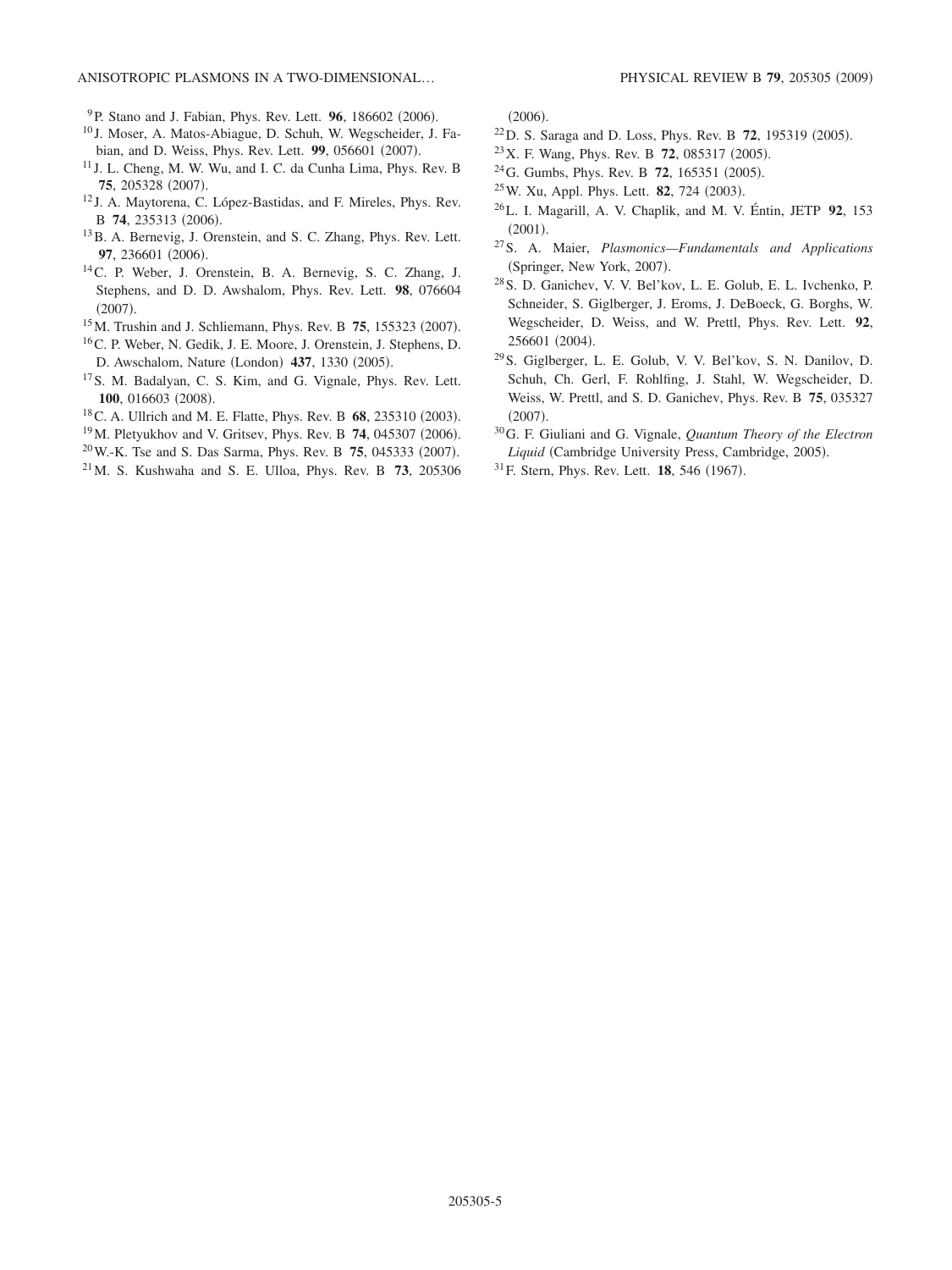[9] P. Stano and J. Fabian, Phys. Rev. Lett. **96**, 186602 (2006).

[10] J. Moser, A. Matos-Abiague, D. Schuh, W. Wegscheider, J. Fabian, and D. Weiss, Phys. Rev. Lett. **99**, 056601 (2007).

[11] J. L. Cheng, M. W. Wu, and I. C. da Cunha Lima, Phys. Rev. B **75**, 205328 (2007).

[12] J. A. Maytorena, C. López-Bastidas, and F. Mireles, Phys. Rev. B **74**, 235313 (2006).

[13] B. A. Bernevig, J. Orenstein, and S. C. Zhang, Phys. Rev. Lett. **97**, 236601 (2006).

[14] C. P. Weber, J. Orenstein, B. A. Bernevig, S. C. Zhang, J. Stephens, and D. D. Awshalom, Phys. Rev. Lett. **98**, 076604 (2007).

[15] M. Trushin and J. Schliemann, Phys. Rev. B **75**, 155323 (2007).

[16] C. P. Weber, N. Gedik, J. E. Moore, J. Orenstein, J. Stephens, D. D. Awschalom, Nature (London) **437**, 1330 (2005).

[17] S. M. Badalyan, C. S. Kim, and G. Vignale, Phys. Rev. Lett. **100**, 016603 (2008).

[18] C. A. Ullrich and M. E. Flatte, Phys. Rev. B **68**, 235310 (2003).

[19] M. Pletyukhov and V. Gritsev, Phys. Rev. B **74**, 045307 (2006).

[20] W.-K. Tse and S. Das Sarma, Phys. Rev. B **75**, 045333 (2007).

[21] M. S. Kushwaha and S. E. Ulloa, Phys. Rev. B **73**, 205306 (2006).

[22] D. S. Saraga and D. Loss, Phys. Rev. B **72**, 195319 (2005).

[23] X. F. Wang, Phys. Rev. B **72**, 085317 (2005).

[24] G. Gumbs, Phys. Rev. B **72**, 165351 (2005).

[25] W. Xu, Appl. Phys. Lett. **82**, 724 (2003).

[26] L. I. Magarill, A. V. Chaplik, and M. V. Éntin, JETP **92**, 153 (2001).

[27] S. A. Maier, *Plasmonics—Fundamentals and Applications* (Springer, New York, 2007).

[28] S. D. Ganichev, V. V. Bel'kov, L. E. Golub, E. L. Ivchenko, P. Schneider, S. Giglberger, J. Eroms, J. DeBoeck, G. Borghs, W. Wegscheider, D. Weiss, and W. Prettl, Phys. Rev. Lett. **92**, 256601 (2004).

[29] S. Giglberger, L. E. Golub, V. V. Bel'kov, S. N. Danilov, D. Schuh, Ch. Gerl, F. Rohlfing, J. Stahl, W. Wegscheider, D. Weiss, W. Prettl, and S. D. Ganichev, Phys. Rev. B **75**, 035327 (2007).

[30] G. F. Giuliani and G. Vignale, *Quantum Theory of the Electron Liquid* (Cambridge University Press, Cambridge, 2005).

[31] F. Stern, Phys. Rev. Lett. **18**, 546 (1967).